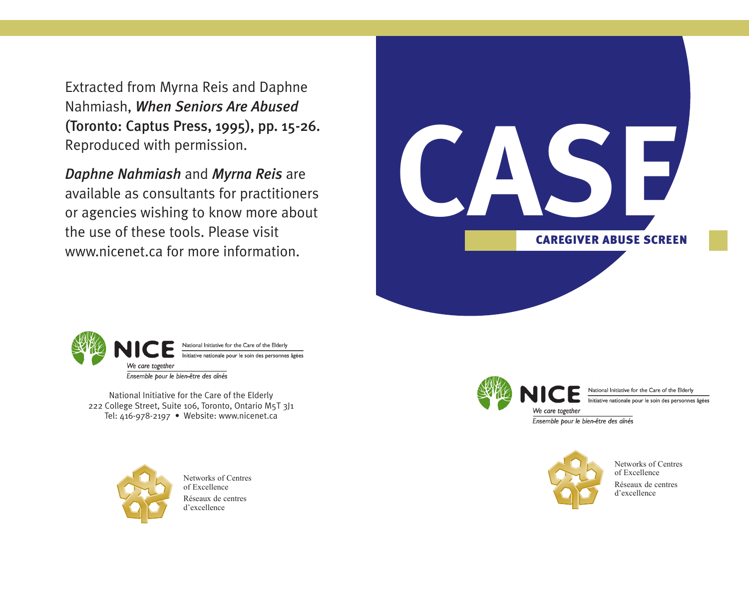# CASE

## CAREGIVER ABUSE SCREEN

Extracted from Myrna Reis and Daphne Nahmiash, *When Seniors Are Abused* (Toronto: Captus Press, 1995), pp. 15-26. Reproduced with permission.

*Daphne Nahmiash* and *Myrna Reis* are available as consultants for practitioners or agencies wishing to know more about the use of these tools. Please visit www.nicenet.ca for more information.

NICE — National Initiative for the Care of the Elderly
Initiative nationale pour le soin des personnes âgées
*We care together*
*Ensemble pour le bien-être des aînés*

National Initiative for the Care of the Elderly
222 College Street, Suite 106, Toronto, Ontario M5T 3J1
Tel: 416-978-2197 • Website: www.nicenet.ca

Networks of Centres of Excellence
Réseaux de centres d'excellence

NICE — National Initiative for the Care of the Elderly
Initiative nationale pour le soin des personnes âgées
*We care together*
*Ensemble pour le bien-être des aînés*

Networks of Centres of Excellence
Réseaux de centres d'excellence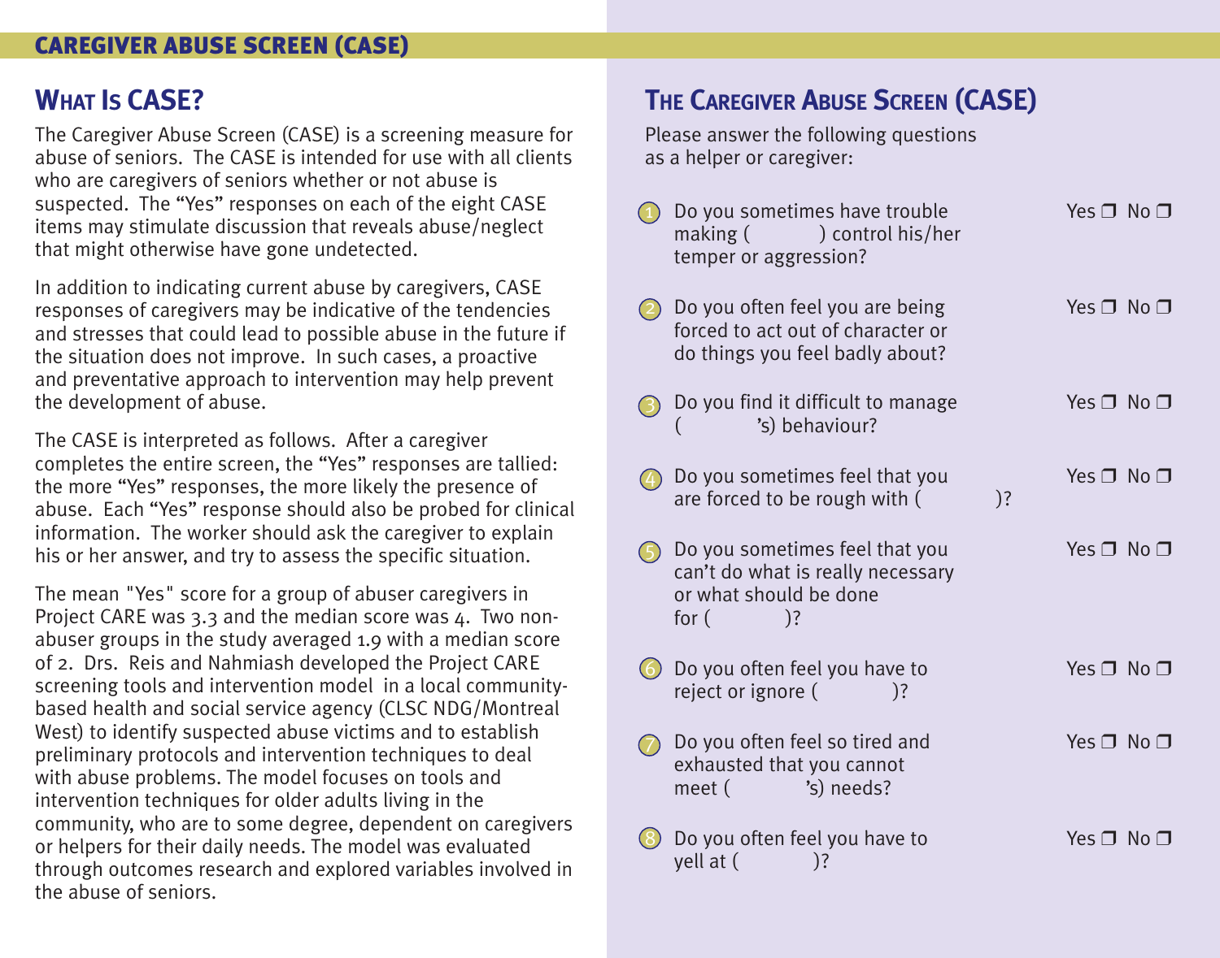## CAREGIVER ABUSE SCREEN (CASE)

## WHAT IS CASE?

The Caregiver Abuse Screen (CASE) is a screening measure for abuse of seniors. The CASE is intended for use with all clients who are caregivers of seniors whether or not abuse is suspected. The "Yes" responses on each of the eight CASE items may stimulate discussion that reveals abuse/neglect that might otherwise have gone undetected.

In addition to indicating current abuse by caregivers, CASE responses of caregivers may be indicative of the tendencies and stresses that could lead to possible abuse in the future if the situation does not improve. In such cases, a proactive and preventative approach to intervention may help prevent the development of abuse.

The CASE is interpreted as follows. After a caregiver completes the entire screen, the "Yes" responses are tallied: the more "Yes" responses, the more likely the presence of abuse. Each "Yes" response should also be probed for clinical information. The worker should ask the caregiver to explain his or her answer, and try to assess the specific situation.

The mean "Yes" score for a group of abuser caregivers in Project CARE was 3.3 and the median score was 4. Two non-abuser groups in the study averaged 1.9 with a median score of 2. Drs. Reis and Nahmiash developed the Project CARE screening tools and intervention model in a local community-based health and social service agency (CLSC NDG/Montreal West) to identify suspected abuse victims and to establish preliminary protocols and intervention techniques to deal with abuse problems. The model focuses on tools and intervention techniques for older adults living in the community, who are to some degree, dependent on caregivers or helpers for their daily needs. The model was evaluated through outcomes research and explored variables involved in the abuse of seniors.

## THE CAREGIVER ABUSE SCREEN (CASE)

Please answer the following questions as a helper or caregiver:

1. Do you sometimes have trouble making (            ) control his/her temper or aggression? Yes ❒ No ❒
2. Do you often feel you are being forced to act out of character or do things you feel badly about? Yes ❒ No ❒
3. Do you find it difficult to manage (            's) behaviour? Yes ❒ No ❒
4. Do you sometimes feel that you are forced to be rough with (            )? Yes ❒ No ❒
5. Do you sometimes feel that you can't do what is really necessary or what should be done for (            )? Yes ❒ No ❒
6. Do you often feel you have to reject or ignore (            )? Yes ❒ No ❒
7. Do you often feel so tired and exhausted that you cannot meet (            's) needs? Yes ❒ No ❒
8. Do you often feel you have to yell at (            )? Yes ❒ No ❒